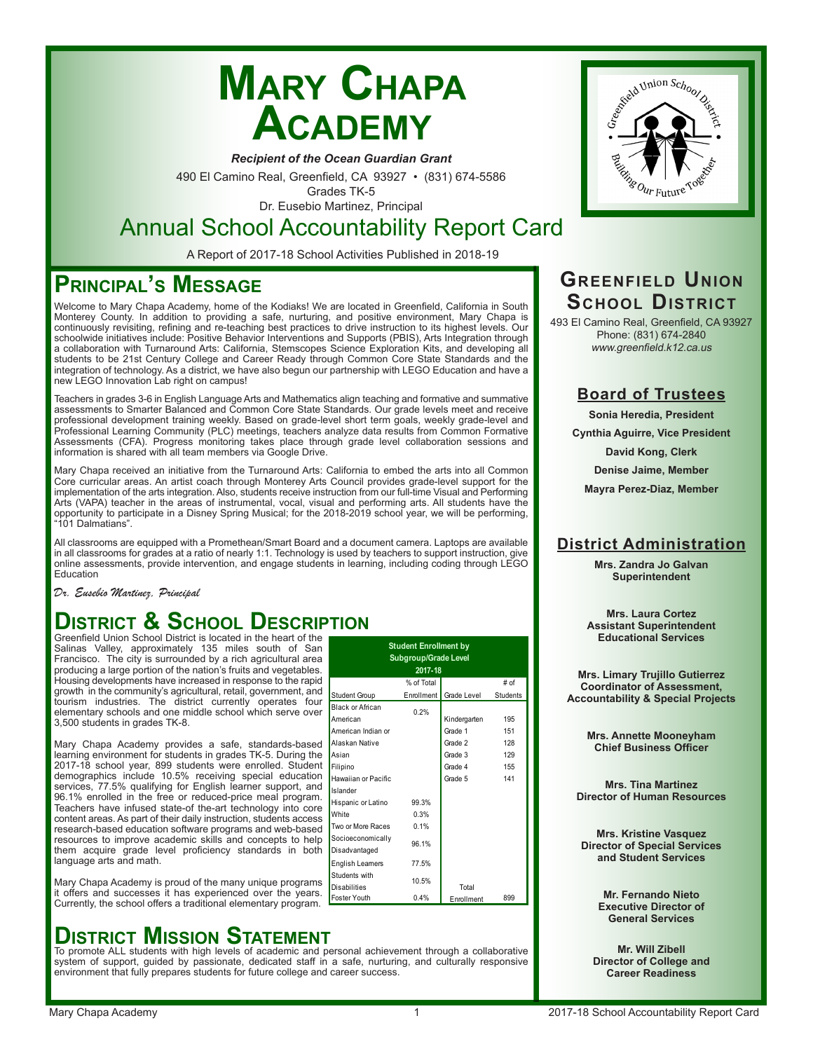# Mary Chapa Academy

***Recipient of the Ocean Guardian Grant***

490 El Camino Real, Greenfield, CA 93927 • (831) 674-5586

Grades TK-5

Dr. Eusebio Martinez, Principal

## Annual School Accountability Report Card

A Report of 2017-18 School Activities Published in 2018-19

## Principal's Message

Welcome to Mary Chapa Academy, home of the Kodiaks! We are located in Greenfield, California in South Monterey County. In addition to providing a safe, nurturing, and positive environment, Mary Chapa is continuously revisiting, refining and re-teaching best practices to drive instruction to its highest levels. Our schoolwide initiatives include: Positive Behavior Interventions and Supports (PBIS), Arts Integration through a collaboration with Turnaround Arts: California, Stemscopes Science Exploration Kits, and developing all students to be 21st Century College and Career Ready through Common Core State Standards and the integration of technology. As a district, we have also begun our partnership with LEGO Education and have a new LEGO Innovation Lab right on campus!

Teachers in grades 3-6 in English Language Arts and Mathematics align teaching and formative and summative assessments to Smarter Balanced and Common Core State Standards. Our grade levels meet and receive professional development training weekly. Based on grade-level short term goals, weekly grade-level and Professional Learning Community (PLC) meetings, teachers analyze data results from Common Formative Assessments (CFA). Progress monitoring takes place through grade level collaboration sessions and information is shared with all team members via Google Drive.

Mary Chapa received an initiative from the Turnaround Arts: California to embed the arts into all Common Core curricular areas. An artist coach through Monterey Arts Council provides grade-level support for the implementation of the arts integration. Also, students receive instruction from our full-time Visual and Performing Arts (VAPA) teacher in the areas of instrumental, vocal, visual and performing arts. All students have the opportunity to participate in a Disney Spring Musical; for the 2018-2019 school year, we will be performing, "101 Dalmatians".

All classrooms are equipped with a Promethean/Smart Board and a document camera. Laptops are available in all classrooms for grades at a ratio of nearly 1:1. Technology is used by teachers to support instruction, give online assessments, provide intervention, and engage students in learning, including coding through LEGO Education

*Dr. Eusebio Martinez, Principal*

## District & School Description

Greenfield Union School District is located in the heart of the Salinas Valley, approximately 135 miles south of San Francisco. The city is surrounded by a rich agricultural area producing a large portion of the nation's fruits and vegetables. Housing developments have increased in response to the rapid growth in the community's agricultural, retail, government, and tourism industries. The district currently operates four elementary schools and one middle school which serve over 3,500 students in grades TK-8.

Mary Chapa Academy provides a safe, standards-based learning environment for students in grades TK-5. During the 2017-18 school year, 899 students were enrolled. Student demographics include 10.5% receiving special education services, 77.5% qualifying for English learner support, and 96.1% enrolled in the free or reduced-price meal program. Teachers have infused state-of-the-art technology into core content areas. As part of their daily instruction, students access research-based education software programs and web-based resources to improve academic skills and concepts to help them acquire grade level proficiency standards in both language arts and math.

Mary Chapa Academy is proud of the many unique programs it offers and successes it has experienced over the years. Currently, the school offers a traditional elementary program.

**Student Enrollment by Subgroup/Grade Level 2017-18**

| Student Group | % of Total Enrollment | Grade Level | # of Students |
|---|---|---|---|
| Black or African American | 0.2% | Kindergarten | 195 |
| American Indian or Alaskan Native | | Grade 1 | 151 |
| Asian | | Grade 2 | 128 |
| Filipino | | Grade 3 | 129 |
| Hawaiian or Pacific Islander | | Grade 4 | 155 |
| Hispanic or Latino | 99.3% | Grade 5 | 141 |
| White | 0.3% | | |
| Two or More Races | 0.1% | | |
| Socioeconomically Disadvantaged | 96.1% | | |
| English Learners | 77.5% | | |
| Students with Disabilities | 10.5% | | |
| Foster Youth | 0.4% | Total Enrollment | 899 |

## District Mission Statement

To promote ALL students with high levels of academic and personal achievement through a collaborative system of support, guided by passionate, dedicated staff in a safe, nurturing, and culturally responsive environment that fully prepares students for future college and career success.

## Greenfield Union School District

493 El Camino Real, Greenfield, CA 93927
Phone: (831) 674-2840
*www.greenfield.k12.ca.us*

### Board of Trustees

**Sonia Heredia, President**

**Cynthia Aguirre, Vice President**

**David Kong, Clerk**

**Denise Jaime, Member**

**Mayra Perez-Diaz, Member**

### District Administration

**Mrs. Zandra Jo Galvan**
**Superintendent**

**Mrs. Laura Cortez**
**Assistant Superintendent Educational Services**

**Mrs. Limary Trujillo Gutierrez**
**Coordinator of Assessment, Accountability & Special Projects**

**Mrs. Annette Mooneyham**
**Chief Business Officer**

**Mrs. Tina Martinez**
**Director of Human Resources**

**Mrs. Kristine Vasquez**
**Director of Special Services and Student Services**

**Mr. Fernando Nieto**
**Executive Director of General Services**

**Mr. Will Zibell**
**Director of College and Career Readiness**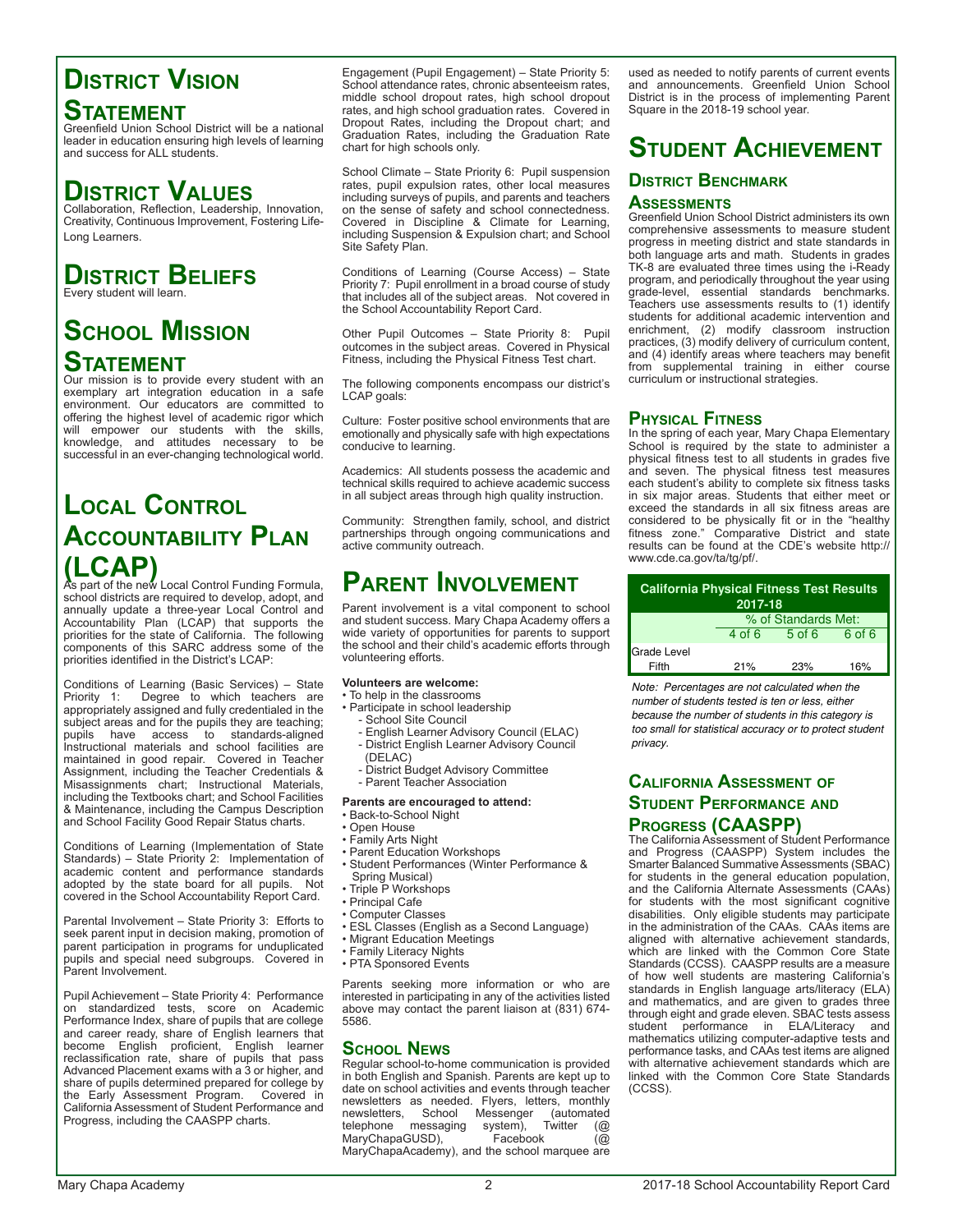# District Vision Statement

Greenfield Union School District will be a national leader in education ensuring high levels of learning and success for ALL students.

# District Values

Collaboration, Reflection, Leadership, Innovation, Creativity, Continuous Improvement, Fostering Life-Long Learners.

# District Beliefs

Every student will learn.

# School Mission Statement

Our mission is to provide every student with an exemplary art integration education in a safe environment. Our educators are committed to offering the highest level of academic rigor which will empower our students with the skills, knowledge, and attitudes necessary to be successful in an ever-changing technological world.

# Local Control Accountability Plan (LCAP)

As part of the new Local Control Funding Formula, school districts are required to develop, adopt, and annually update a three-year Local Control and Accountability Plan (LCAP) that supports the priorities for the state of California. The following components of this SARC address some of the priorities identified in the District's LCAP:

Conditions of Learning (Basic Services) – State Priority 1: Degree to which teachers are appropriately assigned and fully credentialed in the subject areas and for the pupils they are teaching; pupils have access to standards-aligned Instructional materials and school facilities are maintained in good repair. Covered in Teacher Assignment, including the Teacher Credentials & Misassignments chart; Instructional Materials, including the Textbooks chart; and School Facilities & Maintenance, including the Campus Description and School Facility Good Repair Status charts.

Conditions of Learning (Implementation of State Standards) – State Priority 2: Implementation of academic content and performance standards adopted by the state board for all pupils. Not covered in the School Accountability Report Card.

Parental Involvement – State Priority 3: Efforts to seek parent input in decision making, promotion of parent participation in programs for unduplicated pupils and special need subgroups. Covered in Parent Involvement.

Pupil Achievement – State Priority 4: Performance on standardized tests, score on Academic Performance Index, share of pupils that are college and career ready, share of English learners that become English proficient, English learner reclassification rate, share of pupils that pass Advanced Placement exams with a 3 or higher, and share of pupils determined prepared for college by the Early Assessment Program. Covered in California Assessment of Student Performance and Progress, including the CAASPP charts.

Engagement (Pupil Engagement) – State Priority 5: School attendance rates, chronic absenteeism rates, middle school dropout rates, high school dropout rates, and high school graduation rates. Covered in Dropout Rates, including the Dropout chart; and Graduation Rates, including the Graduation Rate chart for high schools only.

School Climate – State Priority 6: Pupil suspension rates, pupil expulsion rates, other local measures including surveys of pupils, and parents and teachers on the sense of safety and school connectedness. Covered in Discipline & Climate for Learning, including Suspension & Expulsion chart; and School Site Safety Plan.

Conditions of Learning (Course Access) – State Priority 7: Pupil enrollment in a broad course of study that includes all of the subject areas. Not covered in the School Accountability Report Card.

Other Pupil Outcomes – State Priority 8: Pupil outcomes in the subject areas. Covered in Physical Fitness, including the Physical Fitness Test chart.

The following components encompass our district's LCAP goals:

Culture: Foster positive school environments that are emotionally and physically safe with high expectations conducive to learning.

Academics: All students possess the academic and technical skills required to achieve academic success in all subject areas through high quality instruction.

Community: Strengthen family, school, and district partnerships through ongoing communications and active community outreach.

# Parent Involvement

Parent involvement is a vital component to school and student success. Mary Chapa Academy offers a wide variety of opportunities for parents to support the school and their child's academic efforts through volunteering efforts.

**Volunteers are welcome:**

- To help in the classrooms
- Participate in school leadership
  - School Site Council
  - English Learner Advisory Council (ELAC)
  - District English Learner Advisory Council (DELAC)
  - District Budget Advisory Committee
  - Parent Teacher Association

**Parents are encouraged to attend:**

- Back-to-School Night
- Open House
- Family Arts Night
- Parent Education Workshops
- Student Performances (Winter Performance & Spring Musical)
- Triple P Workshops
- Principal Cafe
- Computer Classes
- ESL Classes (English as a Second Language)
- Migrant Education Meetings
- Family Literacy Nights
- PTA Sponsored Events

Parents seeking more information or who are interested in participating in any of the activities listed above may contact the parent liaison at (831) 674-5586.

## School News

Regular school-to-home communication is provided in both English and Spanish. Parents are kept up to date on school activities and events through teacher newsletters as needed. Flyers, letters, monthly newsletters, School Messenger (automated telephone messaging system), Twitter (@ MaryChapaGUSD), Facebook (@ MaryChapaAcademy), and the school marquee are used as needed to notify parents of current events and announcements. Greenfield Union School District is in the process of implementing Parent Square in the 2018-19 school year.

# Student Achievement

## District Benchmark Assessments

Greenfield Union School District administers its own comprehensive assessments to measure student progress in meeting district and state standards in both language arts and math. Students in grades TK-8 are evaluated three times using the i-Ready program, and periodically throughout the year using grade-level, essential standards benchmarks. Teachers use assessments results to (1) identify students for additional academic intervention and enrichment, (2) modify classroom instruction practices, (3) modify delivery of curriculum content, and (4) identify areas where teachers may benefit from supplemental training in either course curriculum or instructional strategies.

## Physical Fitness

In the spring of each year, Mary Chapa Elementary School is required by the state to administer a physical fitness test to all students in grades five and seven. The physical fitness test measures each student's ability to complete six fitness tasks in six major areas. Students that either meet or exceed the standards in all six fitness areas are considered to be physically fit or in the "healthy fitness zone." Comparative District and state results can be found at the CDE's website http://www.cde.ca.gov/ta/tg/pf/.

**California Physical Fitness Test Results 2017-18**

| | % of Standards Met: | | |
|---|---|---|---|
| | 4 of 6 | 5 of 6 | 6 of 6 |
| Grade Level | | | |
| Fifth | 21% | 23% | 16% |

*Note: Percentages are not calculated when the number of students tested is ten or less, either because the number of students in this category is too small for statistical accuracy or to protect student privacy.*

## California Assessment of Student Performance and Progress (CAASPP)

The California Assessment of Student Performance and Progress (CAASPP) System includes the Smarter Balanced Summative Assessments (SBAC) for students in the general education population, and the California Alternate Assessments (CAAs) for students with the most significant cognitive disabilities. Only eligible students may participate in the administration of the CAAs. CAAs items are aligned with alternative achievement standards, which are linked with the Common Core State Standards (CCSS). CAASPP results are a measure of how well students are mastering California's standards in English language arts/literacy (ELA) and mathematics, and are given to grades three through eight and grade eleven. SBAC tests assess student performance in ELA/Literacy and mathematics utilizing computer-adaptive tests and performance tasks, and CAAs test items are aligned with alternative achievement standards which are linked with the Common Core State Standards (CCSS).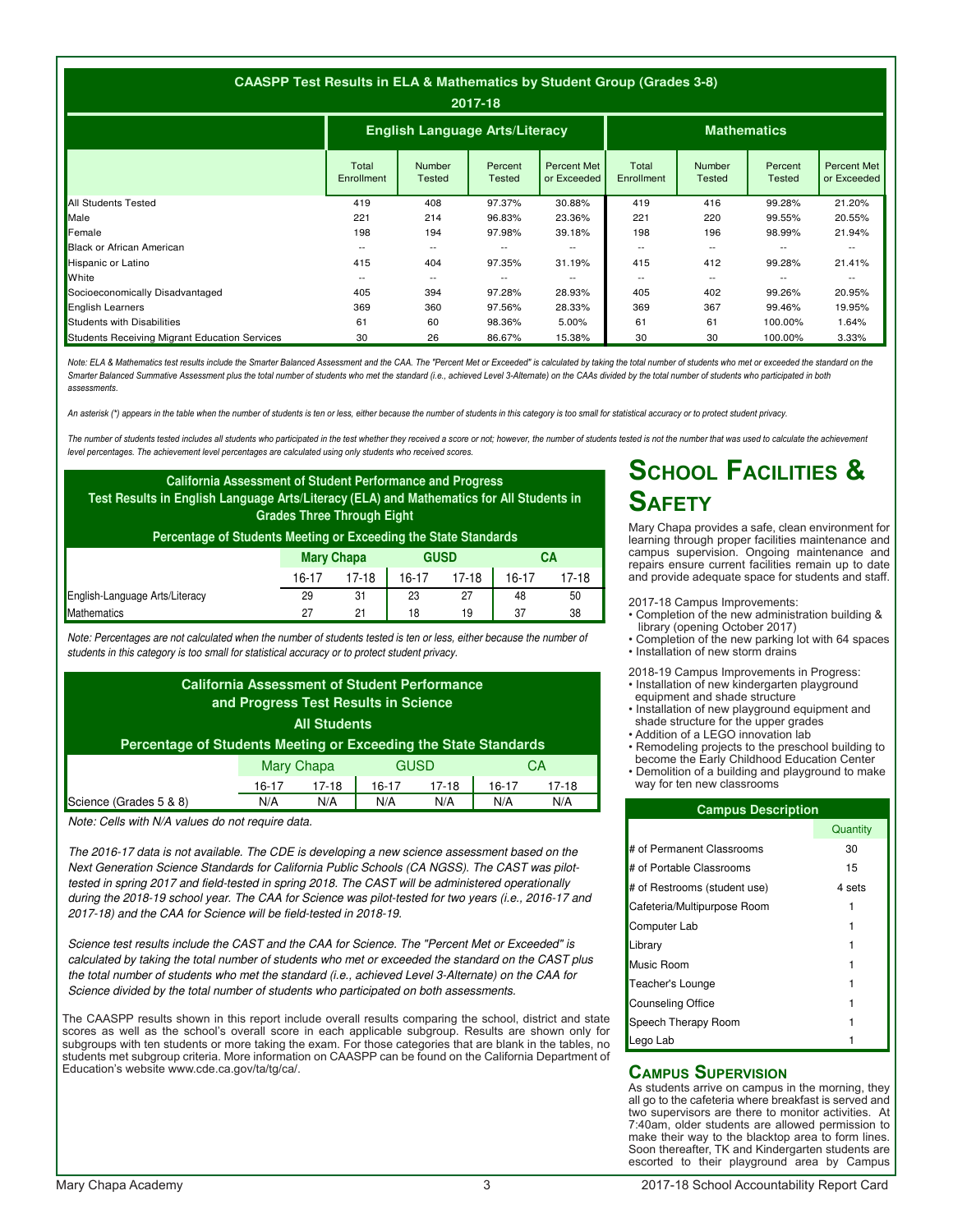| CAASPP Test Results in ELA & Mathematics by Student Group (Grades 3-8) 2017-18 | | | | | | | | |
|---|---|---|---|---|---|---|---|---|
| | English Language Arts/Literacy | | | | Mathematics | | | |
| | Total Enrollment | Number Tested | Percent Tested | Percent Met or Exceeded | Total Enrollment | Number Tested | Percent Tested | Percent Met or Exceeded |
| All Students Tested | 419 | 408 | 97.37% | 30.88% | 419 | 416 | 99.28% | 21.20% |
| Male | 221 | 214 | 96.83% | 23.36% | 221 | 220 | 99.55% | 20.55% |
| Female | 198 | 194 | 97.98% | 39.18% | 198 | 196 | 98.99% | 21.94% |
| Black or African American | -- | -- | -- | -- | -- | -- | -- | -- |
| Hispanic or Latino | 415 | 404 | 97.35% | 31.19% | 415 | 412 | 99.28% | 21.41% |
| White | -- | -- | -- | -- | -- | -- | -- | -- |
| Socioeconomically Disadvantaged | 405 | 394 | 97.28% | 28.93% | 405 | 402 | 99.26% | 20.95% |
| English Learners | 369 | 360 | 97.56% | 28.33% | 369 | 367 | 99.46% | 19.95% |
| Students with Disabilities | 61 | 60 | 98.36% | 5.00% | 61 | 61 | 100.00% | 1.64% |
| Students Receiving Migrant Education Services | 30 | 26 | 86.67% | 15.38% | 30 | 30 | 100.00% | 3.33% |

*Note: ELA & Mathematics test results include the Smarter Balanced Assessment and the CAA. The "Percent Met or Exceeded" is calculated by taking the total number of students who met or exceeded the standard on the Smarter Balanced Summative Assessment plus the total number of students who met the standard (i.e., achieved Level 3-Alternate) on the CAAs divided by the total number of students who participated in both assessments.*

*An asterisk (*) appears in the table when the number of students is ten or less, either because the number of students in this category is too small for statistical accuracy or to protect student privacy.*

*The number of students tested includes all students who participated in the test whether they received a score or not; however, the number of students tested is not the number that was used to calculate the achievement level percentages. The achievement level percentages are calculated using only students who received scores.*

| California Assessment of Student Performance and Progress Test Results in English Language Arts/Literacy (ELA) and Mathematics for All Students in Grades Three Through Eight — Percentage of Students Meeting or Exceeding the State Standards | | | | | | |
|---|---|---|---|---|---|---|
| | Mary Chapa | | GUSD | | CA | |
| | 16-17 | 17-18 | 16-17 | 17-18 | 16-17 | 17-18 |
| English-Language Arts/Literacy | 29 | 31 | 23 | 27 | 48 | 50 |
| Mathematics | 27 | 21 | 18 | 19 | 37 | 38 |

*Note: Percentages are not calculated when the number of students tested is ten or less, either because the number of students in this category is too small for statistical accuracy or to protect student privacy.*

| California Assessment of Student Performance and Progress Test Results in Science — All Students — Percentage of Students Meeting or Exceeding the State Standards | | | | | | |
|---|---|---|---|---|---|---|
| | Mary Chapa | | GUSD | | CA | |
| | 16-17 | 17-18 | 16-17 | 17-18 | 16-17 | 17-18 |
| Science (Grades 5 & 8) | N/A | N/A | N/A | N/A | N/A | N/A |

*Note: Cells with N/A values do not require data.*

*The 2016-17 data is not available. The CDE is developing a new science assessment based on the Next Generation Science Standards for California Public Schools (CA NGSS). The CAST was pilot-tested in spring 2017 and field-tested in spring 2018. The CAST will be administered operationally during the 2018-19 school year. The CAA for Science was pilot-tested for two years (i.e., 2016-17 and 2017-18) and the CAA for Science will be field-tested in 2018-19.*

*Science test results include the CAST and the CAA for Science. The "Percent Met or Exceeded" is calculated by taking the total number of students who met or exceeded the standard on the CAST plus the total number of students who met the standard (i.e., achieved Level 3-Alternate) on the CAA for Science divided by the total number of students who participated on both assessments.*

The CAASPP results shown in this report include overall results comparing the school, district and state scores as well as the school's overall score in each applicable subgroup. Results are shown only for subgroups with ten students or more taking the exam. For those categories that are blank in the tables, no students met subgroup criteria. More information on CAASPP can be found on the California Department of Education's website www.cde.ca.gov/ta/tg/ca/.

# School Facilities & Safety

Mary Chapa provides a safe, clean environment for learning through proper facilities maintenance and campus supervision. Ongoing maintenance and repairs ensure current facilities remain up to date and provide adequate space for students and staff.

2017-18 Campus Improvements:
- Completion of the new administration building & library (opening October 2017)
- Completion of the new parking lot with 64 spaces
- Installation of new storm drains

2018-19 Campus Improvements in Progress:
- Installation of new kindergarten playground equipment and shade structure
- Installation of new playground equipment and shade structure for the upper grades
- Addition of a LEGO innovation lab
- Remodeling projects to the preschool building to become the Early Childhood Education Center
- Demolition of a building and playground to make way for ten new classrooms

| Campus Description | Quantity |
|---|---|
| # of Permanent Classrooms | 30 |
| # of Portable Classrooms | 15 |
| # of Restrooms (student use) | 4 sets |
| Cafeteria/Multipurpose Room | 1 |
| Computer Lab | 1 |
| Library | 1 |
| Music Room | 1 |
| Teacher's Lounge | 1 |
| Counseling Office | 1 |
| Speech Therapy Room | 1 |
| Lego Lab | 1 |

## Campus Supervision

As students arrive on campus in the morning, they all go to the cafeteria where breakfast is served and two supervisors are there to monitor activities. At 7:40am, older students are allowed permission to make their way to the blacktop area to form lines. Soon thereafter, TK and Kindergarten students are escorted to their playground area by Campus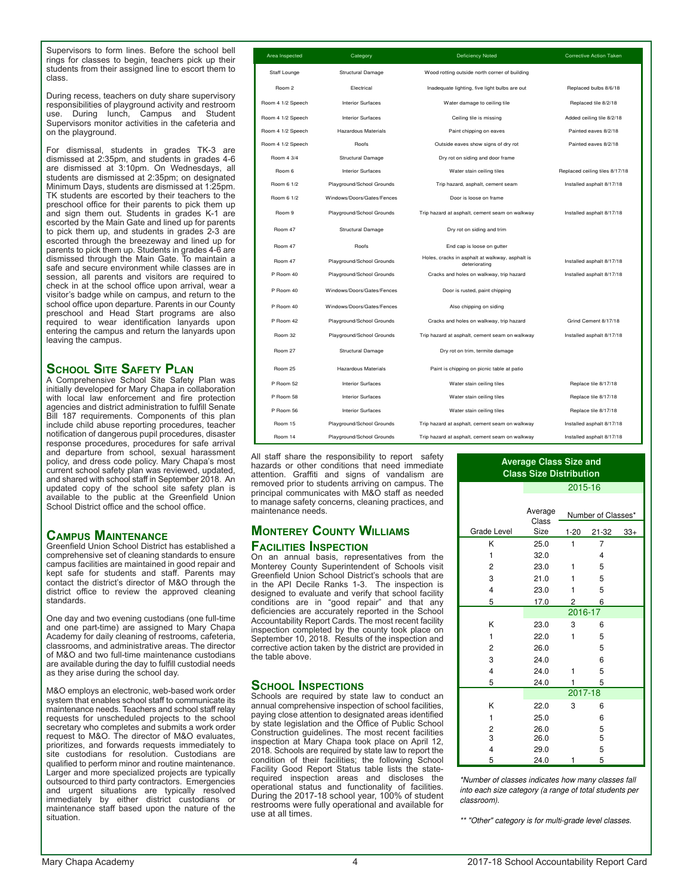Supervisors to form lines. Before the school bell rings for classes to begin, teachers pick up their students from their assigned line to escort them to class.

During recess, teachers on duty share supervisory responsibilities of playground activity and restroom use. During lunch, Campus and Student Supervisors monitor activities in the cafeteria and on the playground.

For dismissal, students in grades TK-3 are dismissed at 2:35pm, and students in grades 4-6 are dismissed at 3:10pm. On Wednesdays, all students are dismissed at 2:35pm; on designated Minimum Days, students are dismissed at 1:25pm. TK students are escorted by their teachers to the preschool office for their parents to pick them up and sign them out. Students in grades K-1 are escorted by the Main Gate and lined up for parents to pick them up, and students in grades 2-3 are escorted through the breezeway and lined up for parents to pick them up. Students in grades 4-6 are dismissed through the Main Gate. To maintain a safe and secure environment while classes are in session, all parents and visitors are required to check in at the school office upon arrival, wear a visitor's badge while on campus, and return to the school office upon departure. Parents in our County preschool and Head Start programs are also required to wear identification lanyards upon entering the campus and return the lanyards upon leaving the campus.

## School Site Safety Plan

A Comprehensive School Site Safety Plan was initially developed for Mary Chapa in collaboration with local law enforcement and fire protection agencies and district administration to fulfill Senate Bill 187 requirements. Components of this plan include child abuse reporting procedures, teacher notification of dangerous pupil procedures, disaster response procedures, procedures for safe arrival and departure from school, sexual harassment policy, and dress code policy. Mary Chapa's most current school safety plan was reviewed, updated, and shared with school staff in September 2018. An updated copy of the school site safety plan is available to the public at the Greenfield Union School District office and the school office.

## Campus Maintenance

Greenfield Union School District has established a comprehensive set of cleaning standards to ensure campus facilities are maintained in good repair and kept safe for students and staff. Parents may contact the district's director of M&O through the district office to review the approved cleaning standards.

One day and two evening custodians (one full-time and one part-time) are assigned to Mary Chapa Academy for daily cleaning of restrooms, cafeteria, classrooms, and administrative areas. The director of M&O and two full-time maintenance custodians are available during the day to fulfill custodial needs as they arise during the school day.

M&O employs an electronic, web-based work order system that enables school staff to communicate its maintenance needs. Teachers and school staff relay requests for unscheduled projects to the school secretary who completes and submits a work order request to M&O. The director of M&O evaluates, prioritizes, and forwards requests immediately to site custodians for resolution. Custodians are qualified to perform minor and routine maintenance. Larger and more specialized projects are typically outsourced to third party contractors. Emergencies and urgent situations are typically resolved immediately by either district custodians or maintenance staff based upon the nature of the situation.

| Area Inspected | Category | Deficiency Noted | Corrective Action Taken |
|---|---|---|---|
| Staff Lounge | Structural Damage | Wood rotting outside north corner of building | |
| Room 2 | Electrical | Inadequate lighting, five light bulbs are out | Replaced bulbs 8/6/18 |
| Room 4 1/2 Speech | Interior Surfaces | Water damage to ceiling tile | Replaced tile 8/2/18 |
| Room 4 1/2 Speech | Interior Surfaces | Ceiling tile is missing | Added ceiling tile 8/2/18 |
| Room 4 1/2 Speech | Hazardous Materials | Paint chipping on eaves | Painted eaves 8/2/18 |
| Room 4 1/2 Speech | Roofs | Outside eaves show signs of dry rot | Painted eaves 8/2/18 |
| Room 4 3/4 | Structural Damage | Dry rot on siding and door frame | |
| Room 6 | Interior Surfaces | Water stain ceiling tiles | Replaced ceiling tiles 8/17/18 |
| Room 6 1/2 | Playground/School Grounds | Trip hazard, asphalt, cement seam | Installed asphalt 8/17/18 |
| Room 6 1/2 | Windows/Doors/Gates/Fences | Door is loose on frame | |
| Room 9 | Playground/School Grounds | Trip hazard at asphalt, cement seam on walkway | Installed asphalt 8/17/18 |
| Room 47 | Structural Damage | Dry rot on siding and trim | |
| Room 47 | Roofs | End cap is loose on gutter | |
| Room 47 | Playground/School Grounds | Holes, cracks in asphalt at walkway, asphalt is deteriorating | Installed asphalt 8/17/18 |
| P Room 40 | Playground/School Grounds | Cracks and holes on walkway, trip hazard | Installed asphalt 8/17/18 |
| P Room 40 | Windows/Doors/Gates/Fences | Door is rusted, paint chipping | |
| P Room 40 | Windows/Doors/Gates/Fences | Also chipping on siding | |
| P Room 42 | Playground/School Grounds | Cracks and holes on walkway, trip hazard | Grind Cement 8/17/18 |
| Room 32 | Playground/School Grounds | Trip hazard at asphalt, cement seam on walkway | Installed asphalt 8/17/18 |
| Room 27 | Structural Damage | Dry rot on trim, termite damage | |
| Room 25 | Hazardous Materials | Paint is chipping on picnic table at patio | |
| P Room 52 | Interior Surfaces | Water stain ceiling tiles | Replace tile 8/17/18 |
| P Room 58 | Interior Surfaces | Water stain ceiling tiles | Replace tile 8/17/18 |
| P Room 56 | Interior Surfaces | Water stain ceiling tiles | Replace tile 8/17/18 |
| Room 15 | Playground/School Grounds | Trip hazard at asphalt, cement seam on walkway | Installed asphalt 8/17/18 |
| Room 14 | Playground/School Grounds | Trip hazard at asphalt, cement seam on walkway | Installed asphalt 8/17/18 |

All staff share the responsibility to report safety hazards or other conditions that need immediate attention. Graffiti and signs of vandalism are removed prior to students arriving on campus. The principal communicates with M&O staff as needed to manage safety concerns, cleaning practices, and maintenance needs.

## Monterey County Williams Facilities Inspection

On an annual basis, representatives from the Monterey County Superintendent of Schools visit Greenfield Union School District's schools that are in the API Decile Ranks 1-3. The inspection is designed to evaluate and verify that school facility conditions are in "good repair" and that any deficiencies are accurately reported in the School Accountability Report Cards. The most recent facility inspection completed by the county took place on September 10, 2018. Results of the inspection and corrective action taken by the district are provided in the table above.

## School Inspections

Schools are required by state law to conduct an annual comprehensive inspection of school facilities, paying close attention to designated areas identified by state legislation and the Office of Public School Construction guidelines. The most recent facilities inspection at Mary Chapa took place on April 12, 2018. Schools are required by state law to report the condition of their facilities; the following School Facility Good Report Status table lists the state-required inspection areas and discloses the operational status and functionality of facilities. During the 2017-18 school year, 100% of student restrooms were fully operational and available for use at all times.

**Average Class Size and Class Size Distribution**

| Grade Level | Average Class Size | Number of Classes* 1-20 | 21-32 | 33+ |
|---|---|---|---|---|
| **2015-16** | | | | |
| K | 25.0 | 1 | 7 | |
| 1 | 32.0 | | 4 | |
| 2 | 23.0 | 1 | 5 | |
| 3 | 21.0 | 1 | 5 | |
| 4 | 23.0 | 1 | 5 | |
| 5 | 17.0 | 2 | 6 | |
| **2016-17** | | | | |
| K | 23.0 | 3 | 6 | |
| 1 | 22.0 | 1 | 5 | |
| 2 | 26.0 | | 5 | |
| 3 | 24.0 | | 6 | |
| 4 | 24.0 | 1 | 5 | |
| 5 | 24.0 | 1 | 5 | |
| **2017-18** | | | | |
| K | 22.0 | 3 | 6 | |
| 1 | 25.0 | | 6 | |
| 2 | 26.0 | | 5 | |
| 3 | 26.0 | | 5 | |
| 4 | 29.0 | | 5 | |
| 5 | 24.0 | 1 | 5 | |

*\*Number of classes indicates how many classes fall into each size category (a range of total students per classroom).*

*\*\* "Other" category is for multi-grade level classes.*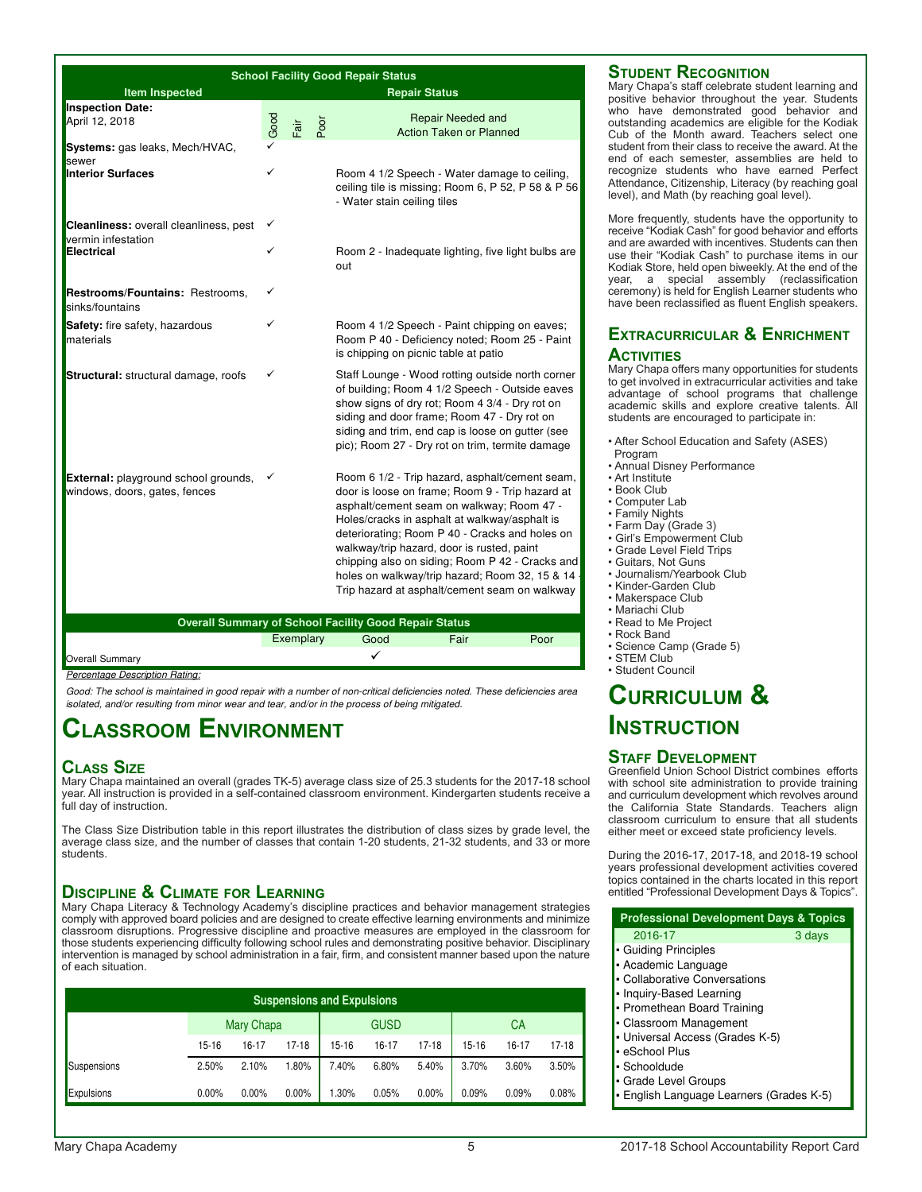| School Facility Good Repair Status | | | | |
|---|---|---|---|---|
| **Item Inspected** | **Repair Status** | | | |
| **Inspection Date:** April 12, 2018 | Good | Fair | Poor | Repair Needed and Action Taken or Planned |
| **Systems:** gas leaks, Mech/HVAC, sewer | ✓ | | | |
| **Interior Surfaces** | ✓ | | | Room 4 1/2 Speech - Water damage to ceiling, ceiling tile is missing; Room 6, P 52, P 58 & P 56 - Water stain ceiling tiles |
| **Cleanliness:** overall cleanliness, pest vermin infestation | ✓ | | | |
| **Electrical** | ✓ | | | Room 2 - Inadequate lighting, five light bulbs are out |
| **Restrooms/Fountains:** Restrooms, sinks/fountains | ✓ | | | |
| **Safety:** fire safety, hazardous materials | ✓ | | | Room 4 1/2 Speech - Paint chipping on eaves; Room P 40 - Deficiency noted; Room 25 - Paint is chipping on picnic table at patio |
| **Structural:** structural damage, roofs | ✓ | | | Staff Lounge - Wood rotting outside north corner of building; Room 4 1/2 Speech - Outside eaves show signs of dry rot; Room 4 3/4 - Dry rot on siding and door frame; Room 47 - Dry rot on siding and trim, end cap is loose on gutter (see pic); Room 27 - Dry rot on trim, termite damage |
| **External:** playground school grounds, windows, doors, gates, fences | ✓ | | | Room 6 1/2 - Trip hazard, asphalt/cement seam, door is loose on frame; Room 9 - Trip hazard at asphalt/cement seam on walkway; Room 47 - Holes/cracks in asphalt at walkway/asphalt is deteriorating; Room P 40 - Cracks and holes on walkway/trip hazard, door is rusted, paint chipping also on siding; Room P 42 - Cracks and holes on walkway/trip hazard; Room 32, 15 & 14 - Trip hazard at asphalt/cement seam on walkway |

| Overall Summary of School Facility Good Repair Status | | | | |
|---|---|---|---|---|
| | Exemplary | Good | Fair | Poor |
| Overall Summary | | ✓ | | |

*Percentage Description Rating:*

*Good: The school is maintained in good repair with a number of non-critical deficiencies noted. These deficiencies are isolated, and/or resulting from minor wear and tear, and/or in the process of being mitigated.*

# Classroom Environment

## Class Size

Mary Chapa maintained an overall (grades TK-5) average class size of 25.3 students for the 2017-18 school year. All instruction is provided in a self-contained classroom environment. Kindergarten students receive a full day of instruction.

The Class Size Distribution table in this report illustrates the distribution of class sizes by grade level, the average class size, and the number of classes that contain 1-20 students, 21-32 students, and 33 or more students.

## Discipline & Climate for Learning

Mary Chapa Literacy & Technology Academy's discipline practices and behavior management strategies comply with approved board policies and are designed to create effective learning environments and minimize classroom disruptions. Progressive discipline and proactive measures are employed in the classroom for those students experiencing difficulty following school rules and demonstrating positive behavior. Disciplinary intervention is managed by school administration in a fair, firm, and consistent manner based upon the nature of each situation.

| Suspensions and Expulsions | | | | | | | | | |
|---|---|---|---|---|---|---|---|---|---|
| | Mary Chapa | | | GUSD | | | CA | | |
| | 15-16 | 16-17 | 17-18 | 15-16 | 16-17 | 17-18 | 15-16 | 16-17 | 17-18 |
| Suspensions | 2.50% | 2.10% | 1.80% | 7.40% | 6.80% | 5.40% | 3.70% | 3.60% | 3.50% |
| Expulsions | 0.00% | 0.00% | 0.00% | 1.30% | 0.05% | 0.00% | 0.09% | 0.09% | 0.08% |

## Student Recognition

Mary Chapa's staff celebrate student learning and positive behavior throughout the year. Students who have demonstrated good behavior and outstanding academics are eligible for the Kodiak Cub of the Month award. Teachers select one student from their class to receive the award. At the end of each semester, assemblies are held to recognize students who have earned Perfect Attendance, Citizenship, Literacy (by reaching goal level), and Math (by reaching goal level).

More frequently, students have the opportunity to receive "Kodiak Cash" for good behavior and efforts and are awarded with incentives. Students can then use their "Kodiak Cash" to purchase items in our Kodiak Store, held open biweekly. At the end of the year, a special assembly (reclassification ceremony) is held for English Learner students who have been reclassified as fluent English speakers.

## Extracurricular & Enrichment Activities

Mary Chapa offers many opportunities for students to get involved in extracurricular activities and take advantage of school programs that challenge academic skills and explore creative talents. All students are encouraged to participate in:

- After School Education and Safety (ASES) Program
- Annual Disney Performance
- Art Institute
- Book Club
- Computer Lab
- Family Nights
- Farm Day (Grade 3)
- Girl's Empowerment Club
- Grade Level Field Trips
- Guitars, Not Guns
- Journalism/Yearbook Club
- Kinder-Garden Club
- Makerspace Club
- Mariachi Club
- Read to Me Project
- Rock Band
- Science Camp (Grade 5)
- STEM Club
- Student Council

# Curriculum & Instruction

## Staff Development

Greenfield Union School District combines efforts with school site administration to provide training and curriculum development which revolves around the California State Standards. Teachers align classroom curriculum to ensure that all students either meet or exceed state proficiency levels.

During the 2016-17, 2017-18, and 2018-19 school years professional development activities covered topics contained in the charts located in this report entitled "Professional Development Days & Topics".

| Professional Development Days & Topics | |
|---|---|
| 2016-17 | 3 days |
| • Guiding Principles | |
| • Academic Language | |
| • Collaborative Conversations | |
| • Inquiry-Based Learning | |
| • Promethean Board Training | |
| • Classroom Management | |
| • Universal Access (Grades K-5) | |
| • eSchool Plus | |
| • Schooldude | |
| • Grade Level Groups | |
| • English Language Learners (Grades K-5) | |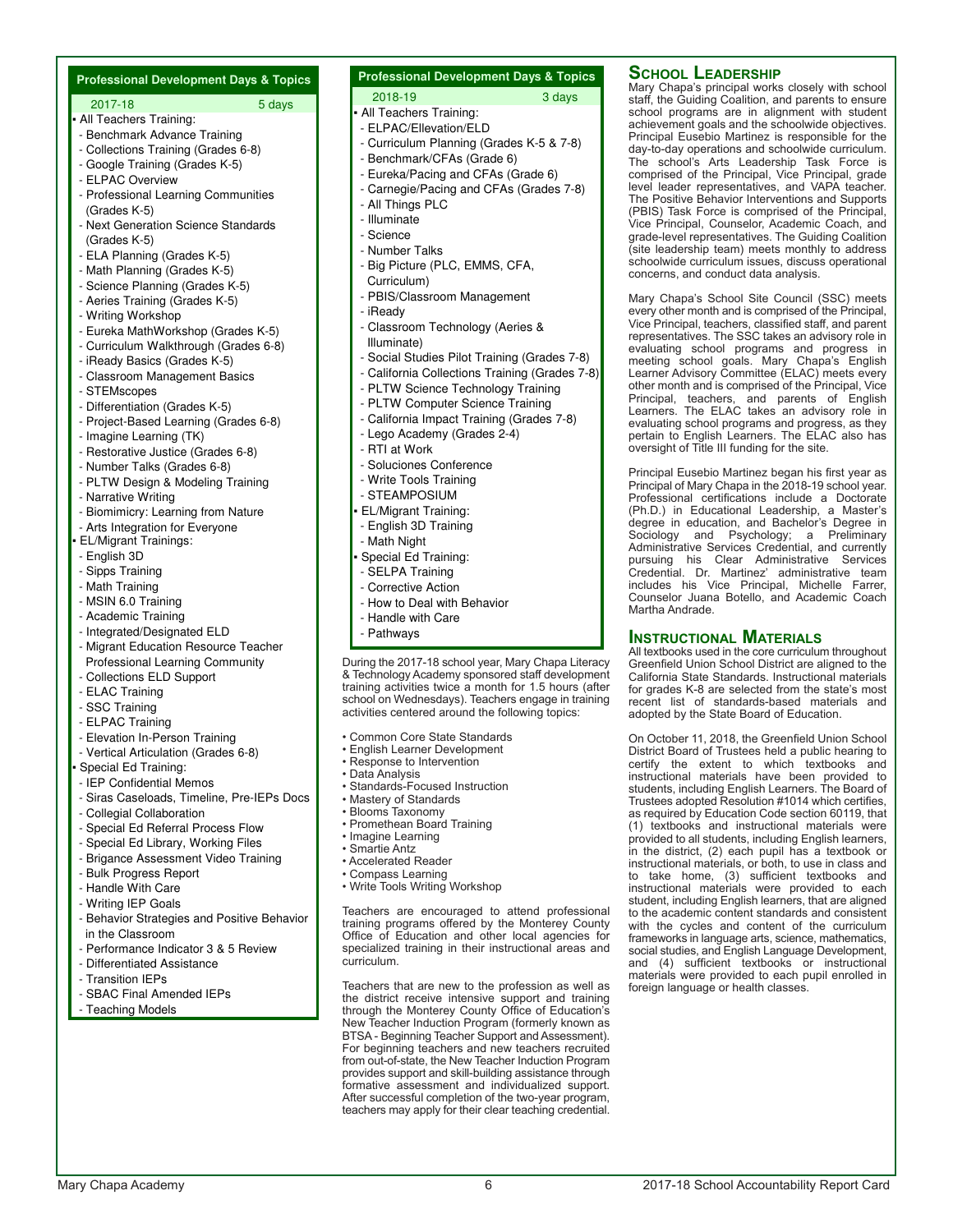## Professional Development Days & Topics

| 2017-18 | 5 days |
|---|---|

- All Teachers Training:
  - Benchmark Advance Training
  - Collections Training (Grades 6-8)
  - Google Training (Grades K-5)
  - ELPAC Overview
  - Professional Learning Communities (Grades K-5)
  - Next Generation Science Standards (Grades K-5)
  - ELA Planning (Grades K-5)
  - Math Planning (Grades K-5)
  - Science Planning (Grades K-5)
  - Aeries Training (Grades K-5)
  - Writing Workshop
  - Eureka MathWorkshop (Grades K-5)
  - Curriculum Walkthrough (Grades 6-8)
  - iReady Basics (Grades K-5)
  - Classroom Management Basics
  - STEMscopes
  - Differentiation (Grades K-5)
  - Project-Based Learning (Grades 6-8)
  - Imagine Learning (TK)
  - Restorative Justice (Grades 6-8)
  - Number Talks (Grades 6-8)
  - PLTW Design & Modeling Training
  - Narrative Writing
  - Biomimicry: Learning from Nature
  - Arts Integration for Everyone
- EL/Migrant Trainings:
  - English 3D
  - Sipps Training
  - Math Training
  - MSIN 6.0 Training
  - Academic Training
  - Integrated/Designated ELD
  - Migrant Education Resource Teacher Professional Learning Community
  - Collections ELD Support
  - ELAC Training
  - SSC Training
  - ELPAC Training
  - Elevation In-Person Training
  - Vertical Articulation (Grades 6-8)
- Special Ed Training:
  - IEP Confidential Memos
  - Siras Caseloads, Timeline, Pre-IEPs Docs
  - Collegial Collaboration
  - Special Ed Referral Process Flow
  - Special Ed Library, Working Files
  - Brigance Assessment Video Training
  - Bulk Progress Report
  - Handle With Care
  - Writing IEP Goals
  - Behavior Strategies and Positive Behavior in the Classroom
  - Performance Indicator 3 & 5 Review
  - Differentiated Assistance
  - Transition IEPs
  - SBAC Final Amended IEPs
  - Teaching Models

## Professional Development Days & Topics

| 2018-19 | 3 days |
|---|---|

- All Teachers Training:
  - ELPAC/Ellevation/ELD
  - Curriculum Planning (Grades K-5 & 7-8)
  - Benchmark/CFAs (Grade 6)
  - Eureka/Pacing and CFAs (Grade 6)
  - Carnegie/Pacing and CFAs (Grades 7-8)
  - All Things PLC
  - Illuminate
  - Science
  - Number Talks
  - Big Picture (PLC, EMMS, CFA, Curriculum)
  - PBIS/Classroom Management
  - iReady
  - Classroom Technology (Aeries & Illuminate)
  - Social Studies Pilot Training (Grades 7-8)
  - California Collections Training (Grades 7-8)
  - PLTW Science Technology Training
  - PLTW Computer Science Training
  - California Impact Training (Grades 7-8)
  - Lego Academy (Grades 2-4)
  - RTI at Work
  - Soluciones Conference
  - Write Tools Training
  - STEAMPOSIUM
- EL/Migrant Training:
  - English 3D Training
  - Math Night
- Special Ed Training:
  - SELPA Training
  - Corrective Action
  - How to Deal with Behavior
  - Handle with Care
  - Pathways

During the 2017-18 school year, Mary Chapa Literacy & Technology Academy sponsored staff development training activities twice a month for 1.5 hours (after school on Wednesdays). Teachers engage in training activities centered around the following topics:

- Common Core State Standards
- English Learner Development
- Response to Intervention
- Data Analysis
- Standards-Focused Instruction
- Mastery of Standards
- Blooms Taxonomy
- Promethean Board Training
- Imagine Learning
- Smartie Antz
- Accelerated Reader
- Compass Learning
- Write Tools Writing Workshop

Teachers are encouraged to attend professional training programs offered by the Monterey County Office of Education and other local agencies for specialized training in their instructional areas and curriculum.

Teachers that are new to the profession as well as the district receive intensive support and training through the Monterey County Office of Education's New Teacher Induction Program (formerly known as BTSA - Beginning Teacher Support and Assessment). For beginning teachers and new teachers recruited from out-of-state, the New Teacher Induction Program provides support and skill-building assistance through formative assessment and individualized support. After successful completion of the two-year program, teachers may apply for their clear teaching credential.

## School Leadership

Mary Chapa's principal works closely with school staff, the Guiding Coalition, and parents to ensure school programs are in alignment with student achievement goals and the schoolwide objectives. Principal Eusebio Martinez is responsible for the day-to-day operations and schoolwide curriculum. The school's Arts Leadership Task Force is comprised of the Principal, Vice Principal, grade level leader representatives, and VAPA teacher. The Positive Behavior Interventions and Supports (PBIS) Task Force is comprised of the Principal, Vice Principal, Counselor, Academic Coach, and grade-level representatives. The Guiding Coalition (site leadership team) meets monthly to address schoolwide curriculum issues, discuss operational concerns, and conduct data analysis.

Mary Chapa's School Site Council (SSC) meets every other month and is comprised of the Principal, Vice Principal, teachers, classified staff, and parent representatives. The SSC takes an advisory role in evaluating school programs and progress in meeting school goals. Mary Chapa's English Learner Advisory Committee (ELAC) meets every other month and is comprised of the Principal, Vice Principal, teachers, and parents of English Learners. The ELAC takes an advisory role in evaluating school programs and progress, as they pertain to English Learners. The ELAC also has oversight of Title III funding for the site.

Principal Eusebio Martinez began his first year as Principal of Mary Chapa in the 2018-19 school year. Professional certifications include a Doctorate (Ph.D.) in Educational Leadership, a Master's degree in education, and Bachelor's Degree in Sociology and Psychology; a Preliminary Administrative Services Credential, and currently pursuing his Clear Administrative Services Credential. Dr. Martinez' administrative team includes his Vice Principal, Michelle Farrer, Counselor Juana Botello, and Academic Coach Martha Andrade.

## Instructional Materials

All textbooks used in the core curriculum throughout Greenfield Union School District are aligned to the California State Standards. Instructional materials for grades K-8 are selected from the state's most recent list of standards-based materials and adopted by the State Board of Education.

On October 11, 2018, the Greenfield Union School District Board of Trustees held a public hearing to certify the extent to which textbooks and instructional materials have been provided to students, including English Learners. The Board of Trustees adopted Resolution #1014 which certifies, as required by Education Code section 60119, that (1) textbooks and instructional materials were provided to all students, including English learners, in the district, (2) each pupil has a textbook or instructional materials, or both, to use in class and to take home, (3) sufficient textbooks and instructional materials were provided to each student, including English learners, that are aligned to the academic content standards and consistent with the cycles and content of the curriculum frameworks in language arts, science, mathematics, social studies, and English Language Development, and (4) sufficient textbooks or instructional materials were provided to each pupil enrolled in foreign language or health classes.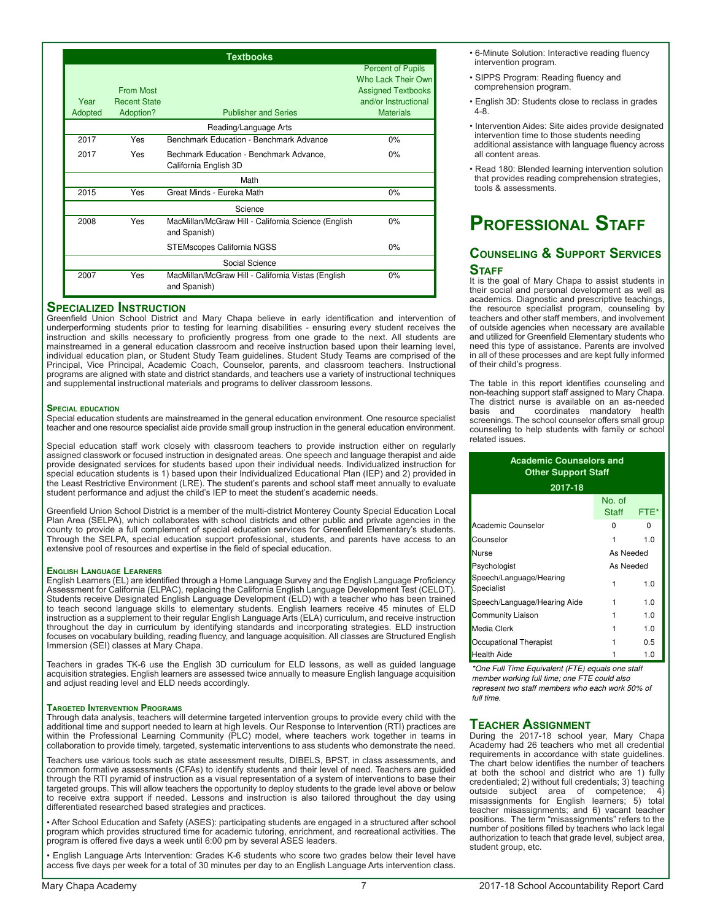| Year Adopted | From Most Recent State Adoption? | Publisher and Series | Percent of Pupils Who Lack Their Own Assigned Textbooks and/or Instructional Materials |
|---|---|---|---|
| | | Reading/Language Arts | |
| 2017 | Yes | Benchmark Education - Benchmark Advance | 0% |
| 2017 | Yes | Bechmark Education - Benchmark Advance, California English 3D | 0% |
| | | Math | |
| 2015 | Yes | Great Minds - Eureka Math | 0% |
| | | Science | |
| 2008 | Yes | MacMillan/McGraw Hill - California Science (English and Spanish) | 0% |
| | | STEMscopes California NGSS | 0% |
| | | Social Science | |
| 2007 | Yes | MacMillan/McGraw Hill - California Vistas (English and Spanish) | 0% |

## Specialized Instruction

Greenfield Union School District and Mary Chapa believe in early identification and intervention of underperforming students prior to testing for learning disabilities - ensuring every student receives the instruction and skills necessary to proficiently progress from one grade to the next. All students are mainstreamed in a general education classroom and receive instruction based upon their learning level, individual education plan, or Student Study Team guidelines. Student Study Teams are comprised of the Principal, Vice Principal, Academic Coach, Counselor, parents, and classroom teachers. Instructional programs are aligned with state and district standards, and teachers use a variety of instructional techniques and supplemental instructional materials and programs to deliver classroom lessons.

### Special education

Special education students are mainstreamed in the general education environment. One resource specialist teacher and one resource specialist aide provide small group instruction in the general education environment.

Special education staff work closely with classroom teachers to provide instruction either on regularly assigned classwork or focused instruction in designated areas. One speech and language therapist and aide provide designated services for students based upon their individual needs. Individualized instruction for special education students is 1) based upon their Individualized Educational Plan (IEP) and 2) provided in the Least Restrictive Environment (LRE). The student's parents and school staff meet annually to evaluate student performance and adjust the child's IEP to meet the student's academic needs.

Greenfield Union School District is a member of the multi-district Monterey County Special Education Local Plan Area (SELPA), which collaborates with school districts and other public and private agencies in the county to provide a full complement of special education services for Greenfield Elementary's students. Through the SELPA, special education support professional, students, and parents have access to an extensive pool of resources and expertise in the field of special education.

### English Language Learners

English Learners (EL) are identified through a Home Language Survey and the English Language Proficiency Assessment for California (ELPAC), replacing the California English Language Development Test (CELDT). Students receive Designated English Language Development (ELD) with a teacher who has been trained to teach second language skills to elementary students. English learners receive 45 minutes of ELD instruction as a supplement to their regular English Language Arts (ELA) curriculum, and receive instruction throughout the day in curriculum by identifying standards and incorporating strategies. ELD instruction focuses on vocabulary building, reading fluency, and language acquisition. All classes are Structured English Immersion (SEI) classes at Mary Chapa.

Teachers in grades TK-6 use the English 3D curriculum for ELD lessons, as well as guided language acquisition strategies. English learners are assessed twice annually to measure English language acquisition and adjust reading level and ELD needs accordingly.

### Targeted Intervention Programs

Through data analysis, teachers will determine targeted intervention groups to provide every child with the additional time and support needed to learn at high levels. Our Response to Intervention (RTI) practices are within the Professional Learning Community (PLC) model, where teachers work together in teams in collaboration to provide timely, targeted, systematic interventions to ass students who demonstrate the need.

Teachers use various tools such as state assessment results, DIBELS, BPST, in class assessments, and common formative assessments (CFAs) to identify students and their level of need. Teachers are guided through the RTI pyramid of instruction as a visual representation of a system of interventions to base their targeted groups. This will allow teachers the opportunity to deploy students to the grade level above or below to receive extra support if needed. Lessons and instruction is also tailored throughout the day using differentiated researched based strategies and practices.

- After School Education and Safety (ASES): participating students are engaged in a structured after school program which provides structured time for academic tutoring, enrichment, and recreational activities. The program is offered five days a week until 6:00 pm by several ASES leaders.
- English Language Arts Intervention: Grades K-6 students who score two grades below their level have access five days per week for a total of 30 minutes per day to an English Language Arts intervention class.
- 6-Minute Solution: Interactive reading fluency intervention program.
- SIPPS Program: Reading fluency and comprehension program.
- English 3D: Students close to reclass in grades 4-8.
- Intervention Aides: Site aides provide designated intervention time to those students needing additional assistance with language fluency across all content areas.
- Read 180: Blended learning intervention solution that provides reading comprehension strategies, tools & assessments.

# Professional Staff

## Counseling & Support Services Staff

It is the goal of Mary Chapa to assist students in their social and personal development as well as academics. Diagnostic and prescriptive teachings, the resource specialist program, counseling by teachers and other staff members, and involvement of outside agencies when necessary are available and utilized for Greenfield Elementary students who need this type of assistance. Parents are involved in all of these processes and are kept fully informed of their child's progress.

The table in this report identifies counseling and non-teaching support staff assigned to Mary Chapa. The district nurse is available on an as-needed basis and coordinates mandatory health screenings. The school counselor offers small group counseling to help students with family or school related issues.

**Academic Counselors and Other Support Staff 2017-18**

| | No. of Staff | FTE* |
|---|---|---|
| Academic Counselor | 0 | 0 |
| Counselor | 1 | 1.0 |
| Nurse | As Needed | |
| Psychologist | As Needed | |
| Speech/Language/Hearing Specialist | 1 | 1.0 |
| Speech/Language/Hearing Aide | 1 | 1.0 |
| Community Liaison | 1 | 1.0 |
| Media Clerk | 1 | 1.0 |
| Occupational Therapist | 1 | 0.5 |
| Health Aide | 1 | 1.0 |

*\*One Full Time Equivalent (FTE) equals one staff member working full time; one FTE could also represent two staff members who each work 50% of full time.*

## Teacher Assignment

During the 2017-18 school year, Mary Chapa Academy had 26 teachers who met all credential requirements in accordance with state guidelines. The chart below identifies the number of teachers at both the school and district who are 1) fully credentialed; 2) without full credentials; 3) teaching outside subject area of competence; 4) misassignments for English learners; 5) total teacher misassignments; and 6) vacant teacher positions. The term "misassignments" refers to the number of positions filled by teachers who lack legal authorization to teach that grade level, subject area, student group, etc.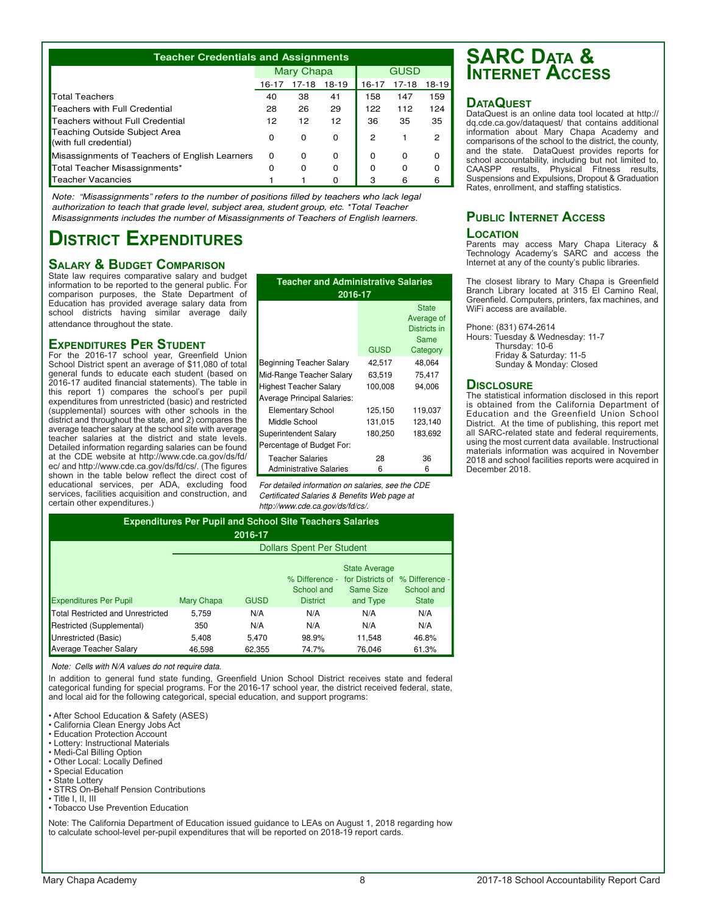| Teacher Credentials and Assignments | Mary Chapa | | | GUSD | | |
|---|---|---|---|---|---|---|
| | 16-17 | 17-18 | 18-19 | 16-17 | 17-18 | 18-19 |
| Total Teachers | 40 | 38 | 41 | 158 | 147 | 159 |
| Teachers with Full Credential | 28 | 26 | 29 | 122 | 112 | 124 |
| Teachers without Full Credential | 12 | 12 | 12 | 36 | 35 | 35 |
| Teaching Outside Subject Area (with full credential) | 0 | 0 | 0 | 2 | 1 | 2 |
| Misassignments of Teachers of English Learners | 0 | 0 | 0 | 0 | 0 | 0 |
| Total Teacher Misassignments* | 0 | 0 | 0 | 0 | 0 | 0 |
| Teacher Vacancies | 1 | 1 | 0 | 3 | 6 | 6 |

*Note: "Misassignments" refers to the number of positions filled by teachers who lack legal authorization to teach that grade level, subject area, student group, etc. *Total Teacher Misassignments includes the number of Misassignments of Teachers of English learners.*

# District Expenditures

## Salary & Budget Comparison

State law requires comparative salary and budget information to be reported to the general public. For comparison purposes, the State Department of Education has provided average salary data from school districts having similar average daily attendance throughout the state.

## Expenditures Per Student

For the 2016-17 school year, Greenfield Union School District spent an average of $11,080 of total general funds to educate each student (based on 2016-17 audited financial statements). The table in this report 1) compares the school's per pupil expenditures from unrestricted (basic) and restricted (supplemental) sources with other schools in the district and throughout the state, and 2) compares the average teacher salary at the school site with average teacher salaries at the district and state levels. Detailed information regarding salaries can be found at the CDE website at http://www.cde.ca.gov/ds/fd/ec/ and http://www.cde.ca.gov/ds/fd/cs/. (The figures shown in the table below reflect the direct cost of educational services, per ADA, excluding food services, facilities acquisition and construction, and certain other expenditures.)

| Teacher and Administrative Salaries 2016-17 | GUSD | State Average of Districts in Same Category |
|---|---|---|
| Beginning Teacher Salary | 42,517 | 48,064 |
| Mid-Range Teacher Salary | 63,519 | 75,417 |
| Highest Teacher Salary | 100,008 | 94,006 |
| Average Principal Salaries: | | |
| Elementary School | 125,150 | 119,037 |
| Middle School | 131,015 | 123,140 |
| Superintendent Salary | 180,250 | 183,692 |
| Percentage of Budget For: | | |
| Teacher Salaries | 28 | 36 |
| Administrative Salaries | 6 | 6 |

*For detailed information on salaries, see the CDE Certificated Salaries & Benefits Web page at http://www.cde.ca.gov/ds/fd/cs/.*

| Expenditures Per Pupil and School Site Teachers Salaries 2016-17 | Dollars Spent Per Student | | | | |
|---|---|---|---|---|---|
| Expenditures Per Pupil | Mary Chapa | GUSD | % Difference - School and District | State Average for Districts of Same Size and Type | % Difference - School and State |
| Total Restricted and Unrestricted | 5,759 | N/A | N/A | N/A | N/A |
| Restricted (Supplemental) | 350 | N/A | N/A | N/A | N/A |
| Unrestricted (Basic) | 5,408 | 5,470 | 98.9% | 11,548 | 46.8% |
| Average Teacher Salary | 46,598 | 62,355 | 74.7% | 76,046 | 61.3% |

*Note: Cells with N/A values do not require data.*

In addition to general fund state funding, Greenfield Union School District receives state and federal categorical funding for special programs. For the 2016-17 school year, the district received federal, state, and local aid for the following categorical, special education, and support programs:

- After School Education & Safety (ASES)
- California Clean Energy Jobs Act
- Education Protection Account
- Lottery: Instructional Materials
- Medi-Cal Billing Option
- Other Local: Locally Defined
- Special Education
- State Lottery
- STRS On-Behalf Pension Contributions
- Title I, II, III
- Tobacco Use Prevention Education

Note: The California Department of Education issued guidance to LEAs on August 1, 2018 regarding how to calculate school-level per-pupil expenditures that will be reported on 2018-19 report cards.

# SARC Data & Internet Access

## DataQuest

DataQuest is an online data tool located at http://dq.cde.ca.gov/dataquest/ that contains additional information about Mary Chapa Academy and comparisons of the school to the district, the county, and the state. DataQuest provides reports for school accountability, including but not limited to, CAASPP results, Physical Fitness results, Suspensions and Expulsions, Dropout & Graduation Rates, enrollment, and staffing statistics.

## Public Internet Access

### Location

Parents may access Mary Chapa Literacy & Technology Academy's SARC and access the Internet at any of the county's public libraries.

The closest library to Mary Chapa is Greenfield Branch Library located at 315 El Camino Real, Greenfield. Computers, printers, fax machines, and WiFi access are available.

Phone: (831) 674-2614
Hours: Tuesday & Wednesday: 11-7
Thursday: 10-6
Friday & Saturday: 11-5
Sunday & Monday: Closed

## Disclosure

The statistical information disclosed in this report is obtained from the California Department of Education and the Greenfield Union School District. At the time of publishing, this report met all SARC-related state and federal requirements, using the most current data available. Instructional materials information was acquired in November 2018 and school facilities reports were acquired in December 2018.